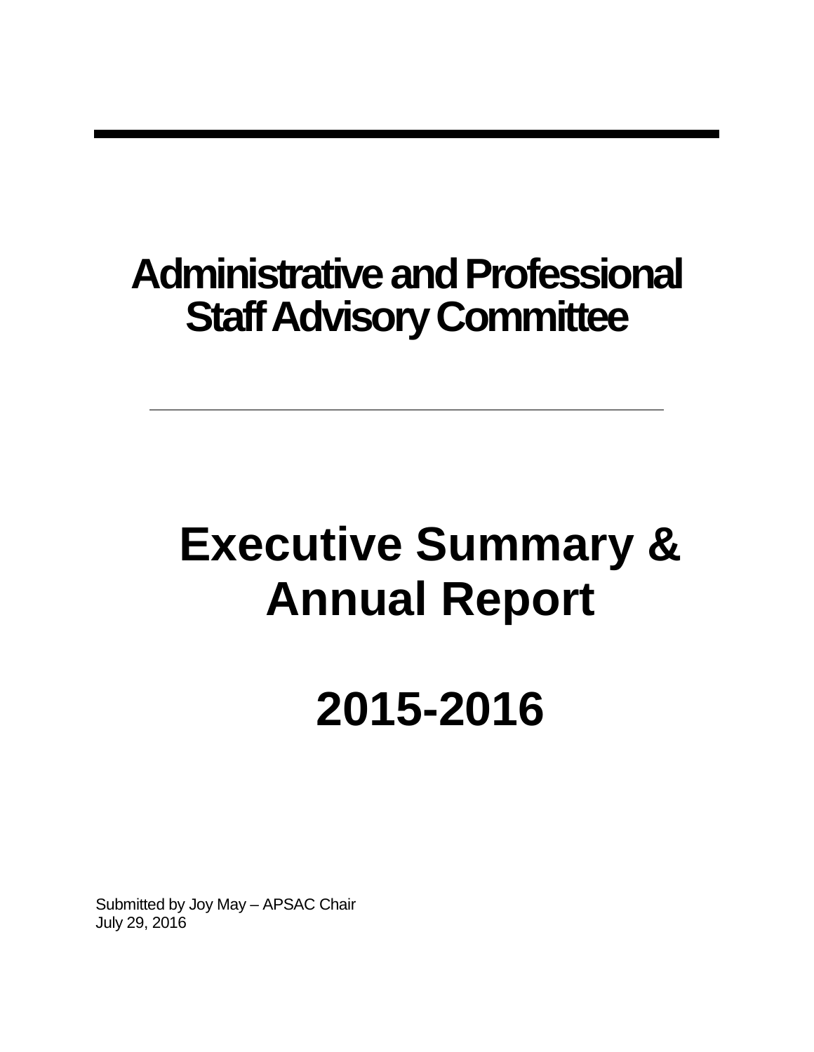# Administrative and Professional Staff Advisory Committee

---

# Executive Summary & Annual Report

# 2015-2016

Submitted by Joy May – APSAC Chair
July 29, 2016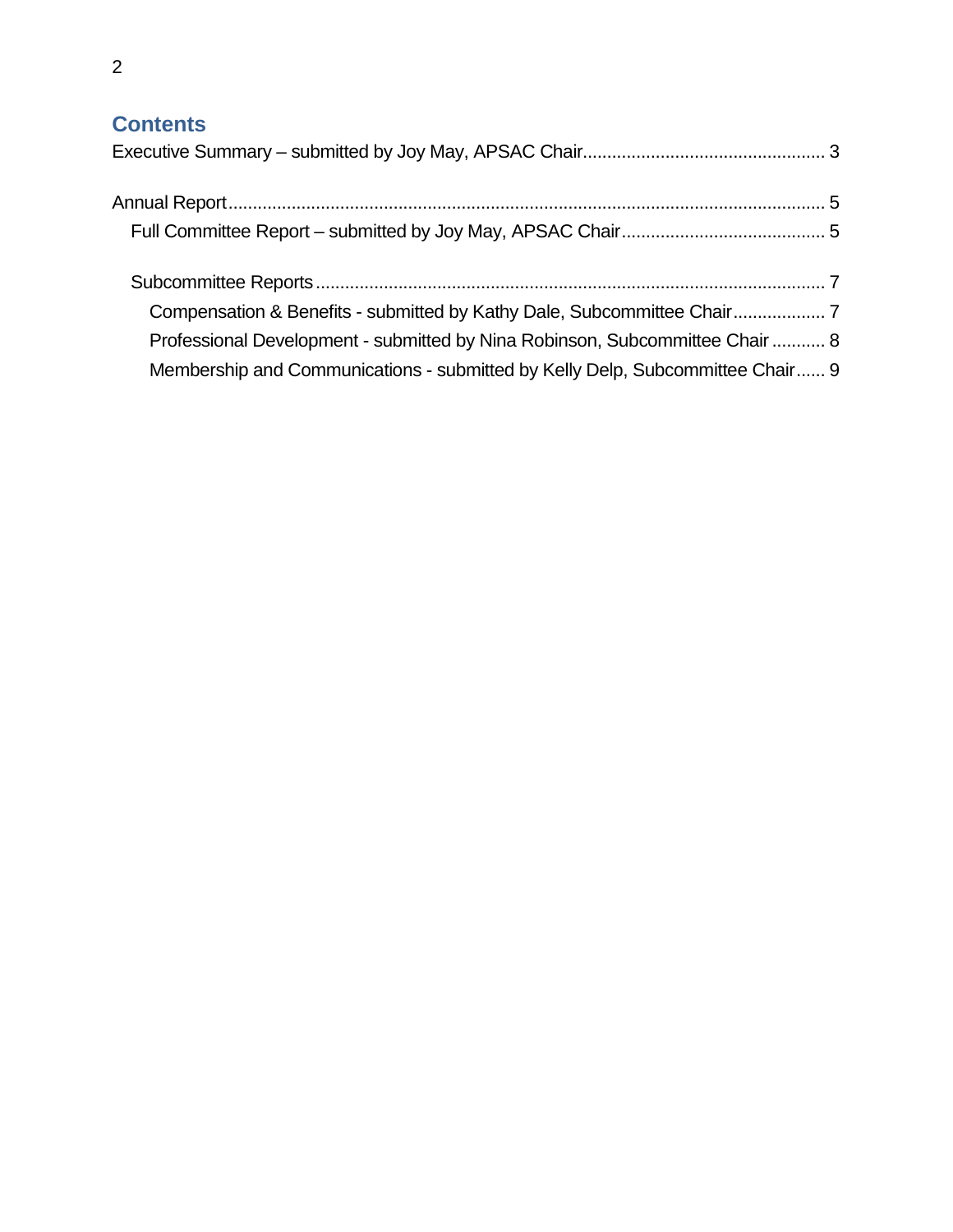## Contents

Executive Summary – submitted by Joy May, APSAC Chair .................................................. 3

Annual Report ........................................................................................................................ 5

- Full Committee Report – submitted by Joy May, APSAC Chair .......................................... 5

- Subcommittee Reports ........................................................................................................ 7
  - Compensation & Benefits - submitted by Kathy Dale, Subcommittee Chair ................... 7
  - Professional Development - submitted by Nina Robinson, Subcommittee Chair ........... 8
  - Membership and Communications - submitted by Kelly Delp, Subcommittee Chair ...... 9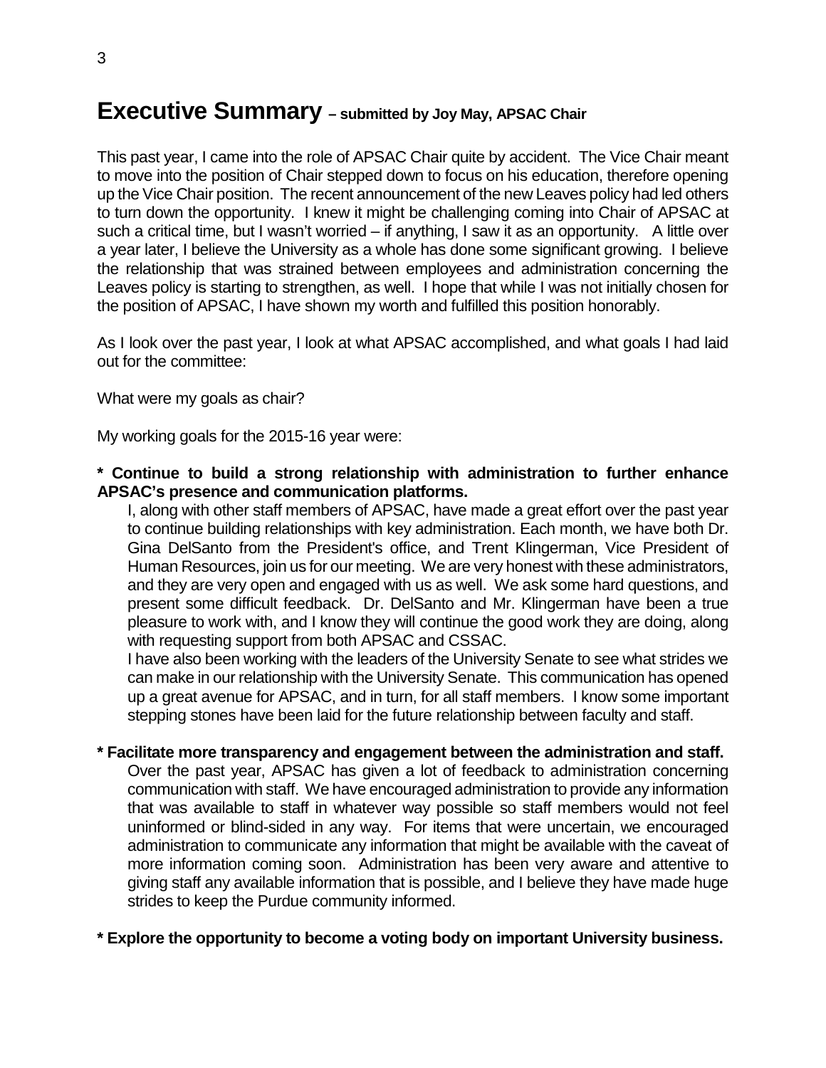# Executive Summary – submitted by Joy May, APSAC Chair

This past year, I came into the role of APSAC Chair quite by accident. The Vice Chair meant to move into the position of Chair stepped down to focus on his education, therefore opening up the Vice Chair position. The recent announcement of the new Leaves policy had led others to turn down the opportunity. I knew it might be challenging coming into Chair of APSAC at such a critical time, but I wasn't worried – if anything, I saw it as an opportunity. A little over a year later, I believe the University as a whole has done some significant growing. I believe the relationship that was strained between employees and administration concerning the Leaves policy is starting to strengthen, as well. I hope that while I was not initially chosen for the position of APSAC, I have shown my worth and fulfilled this position honorably.

As I look over the past year, I look at what APSAC accomplished, and what goals I had laid out for the committee:

What were my goals as chair?

My working goals for the 2015-16 year were:

**\* Continue to build a strong relationship with administration to further enhance APSAC's presence and communication platforms.**

I, along with other staff members of APSAC, have made a great effort over the past year to continue building relationships with key administration. Each month, we have both Dr. Gina DelSanto from the President's office, and Trent Klingerman, Vice President of Human Resources, join us for our meeting. We are very honest with these administrators, and they are very open and engaged with us as well. We ask some hard questions, and present some difficult feedback. Dr. DelSanto and Mr. Klingerman have been a true pleasure to work with, and I know they will continue the good work they are doing, along with requesting support from both APSAC and CSSAC.

I have also been working with the leaders of the University Senate to see what strides we can make in our relationship with the University Senate. This communication has opened up a great avenue for APSAC, and in turn, for all staff members. I know some important stepping stones have been laid for the future relationship between faculty and staff.

**\* Facilitate more transparency and engagement between the administration and staff.**

Over the past year, APSAC has given a lot of feedback to administration concerning communication with staff. We have encouraged administration to provide any information that was available to staff in whatever way possible so staff members would not feel uninformed or blind-sided in any way. For items that were uncertain, we encouraged administration to communicate any information that might be available with the caveat of more information coming soon. Administration has been very aware and attentive to giving staff any available information that is possible, and I believe they have made huge strides to keep the Purdue community informed.

**\* Explore the opportunity to become a voting body on important University business.**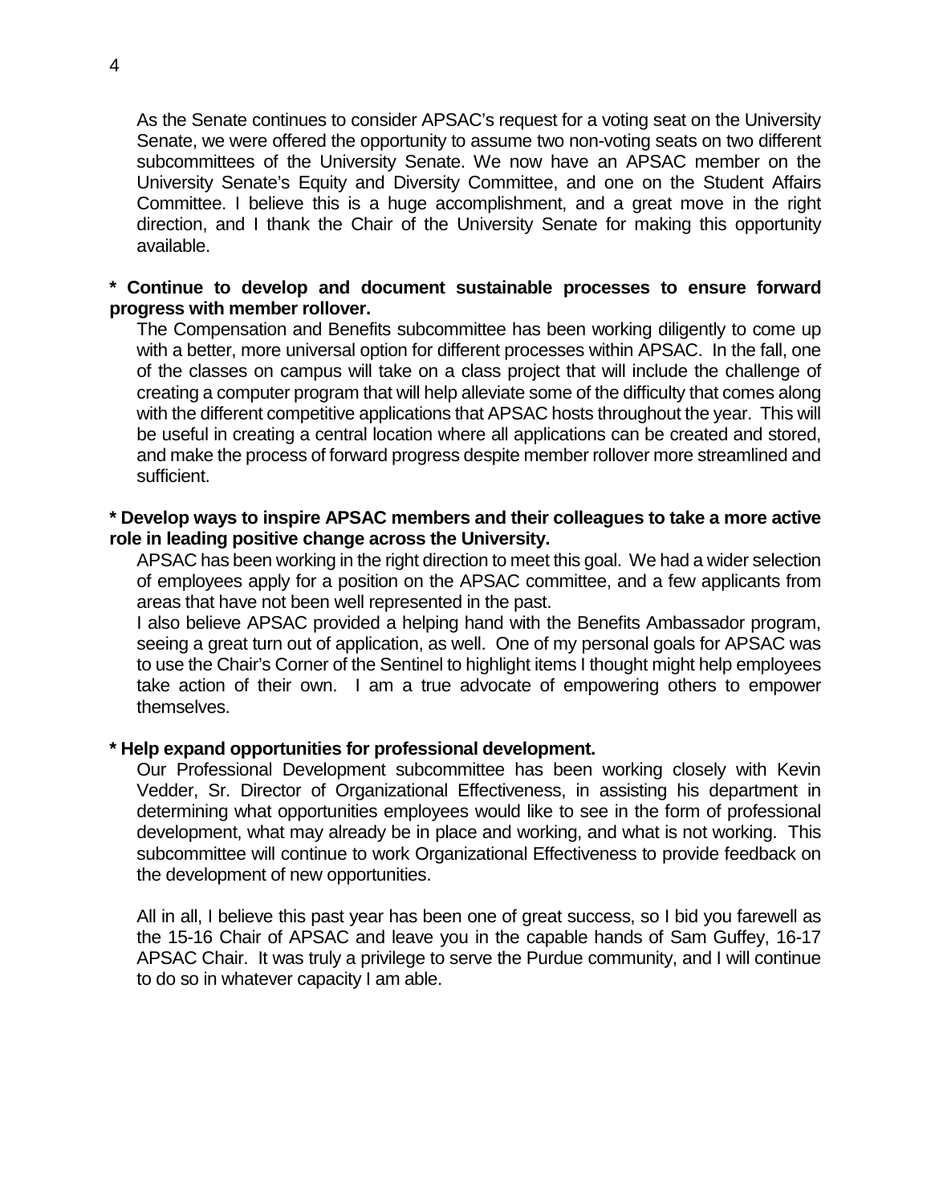As the Senate continues to consider APSAC's request for a voting seat on the University Senate, we were offered the opportunity to assume two non-voting seats on two different subcommittees of the University Senate. We now have an APSAC member on the University Senate's Equity and Diversity Committee, and one on the Student Affairs Committee. I believe this is a huge accomplishment, and a great move in the right direction, and I thank the Chair of the University Senate for making this opportunity available.

**\* Continue to develop and document sustainable processes to ensure forward progress with member rollover.**

The Compensation and Benefits subcommittee has been working diligently to come up with a better, more universal option for different processes within APSAC. In the fall, one of the classes on campus will take on a class project that will include the challenge of creating a computer program that will help alleviate some of the difficulty that comes along with the different competitive applications that APSAC hosts throughout the year. This will be useful in creating a central location where all applications can be created and stored, and make the process of forward progress despite member rollover more streamlined and sufficient.

**\* Develop ways to inspire APSAC members and their colleagues to take a more active role in leading positive change across the University.**

APSAC has been working in the right direction to meet this goal. We had a wider selection of employees apply for a position on the APSAC committee, and a few applicants from areas that have not been well represented in the past.

I also believe APSAC provided a helping hand with the Benefits Ambassador program, seeing a great turn out of application, as well. One of my personal goals for APSAC was to use the Chair's Corner of the Sentinel to highlight items I thought might help employees take action of their own. I am a true advocate of empowering others to empower themselves.

**\* Help expand opportunities for professional development.**

Our Professional Development subcommittee has been working closely with Kevin Vedder, Sr. Director of Organizational Effectiveness, in assisting his department in determining what opportunities employees would like to see in the form of professional development, what may already be in place and working, and what is not working. This subcommittee will continue to work Organizational Effectiveness to provide feedback on the development of new opportunities.

All in all, I believe this past year has been one of great success, so I bid you farewell as the 15-16 Chair of APSAC and leave you in the capable hands of Sam Guffey, 16-17 APSAC Chair. It was truly a privilege to serve the Purdue community, and I will continue to do so in whatever capacity I am able.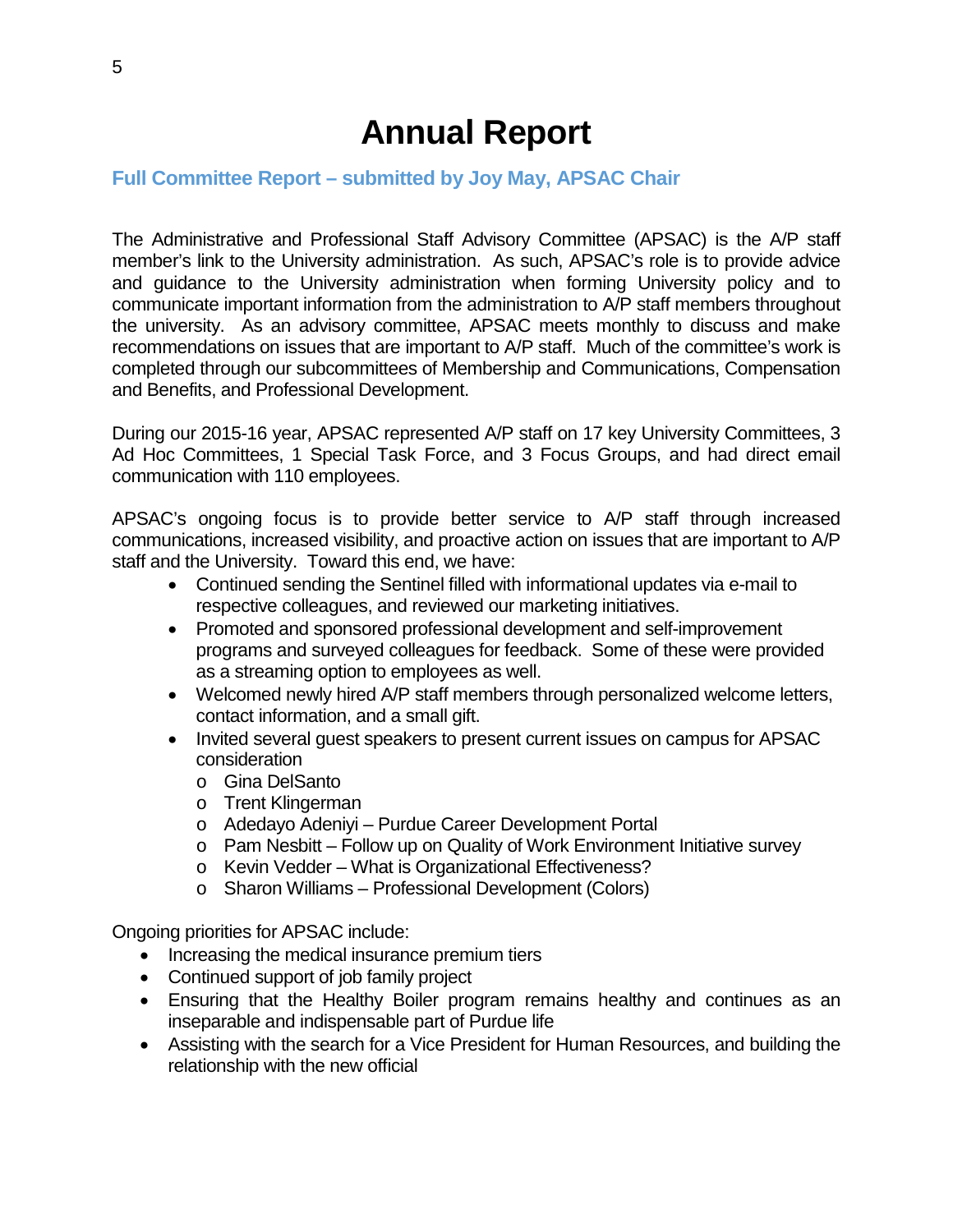# Annual Report

### Full Committee Report – submitted by Joy May, APSAC Chair

The Administrative and Professional Staff Advisory Committee (APSAC) is the A/P staff member's link to the University administration. As such, APSAC's role is to provide advice and guidance to the University administration when forming University policy and to communicate important information from the administration to A/P staff members throughout the university. As an advisory committee, APSAC meets monthly to discuss and make recommendations on issues that are important to A/P staff. Much of the committee's work is completed through our subcommittees of Membership and Communications, Compensation and Benefits, and Professional Development.

During our 2015-16 year, APSAC represented A/P staff on 17 key University Committees, 3 Ad Hoc Committees, 1 Special Task Force, and 3 Focus Groups, and had direct email communication with 110 employees.

APSAC's ongoing focus is to provide better service to A/P staff through increased communications, increased visibility, and proactive action on issues that are important to A/P staff and the University. Toward this end, we have:

- Continued sending the Sentinel filled with informational updates via e-mail to respective colleagues, and reviewed our marketing initiatives.
- Promoted and sponsored professional development and self-improvement programs and surveyed colleagues for feedback. Some of these were provided as a streaming option to employees as well.
- Welcomed newly hired A/P staff members through personalized welcome letters, contact information, and a small gift.
- Invited several guest speakers to present current issues on campus for APSAC consideration
  - Gina DelSanto
  - Trent Klingerman
  - Adedayo Adeniyi – Purdue Career Development Portal
  - Pam Nesbitt – Follow up on Quality of Work Environment Initiative survey
  - Kevin Vedder – What is Organizational Effectiveness?
  - Sharon Williams – Professional Development (Colors)

Ongoing priorities for APSAC include:

- Increasing the medical insurance premium tiers
- Continued support of job family project
- Ensuring that the Healthy Boiler program remains healthy and continues as an inseparable and indispensable part of Purdue life
- Assisting with the search for a Vice President for Human Resources, and building the relationship with the new official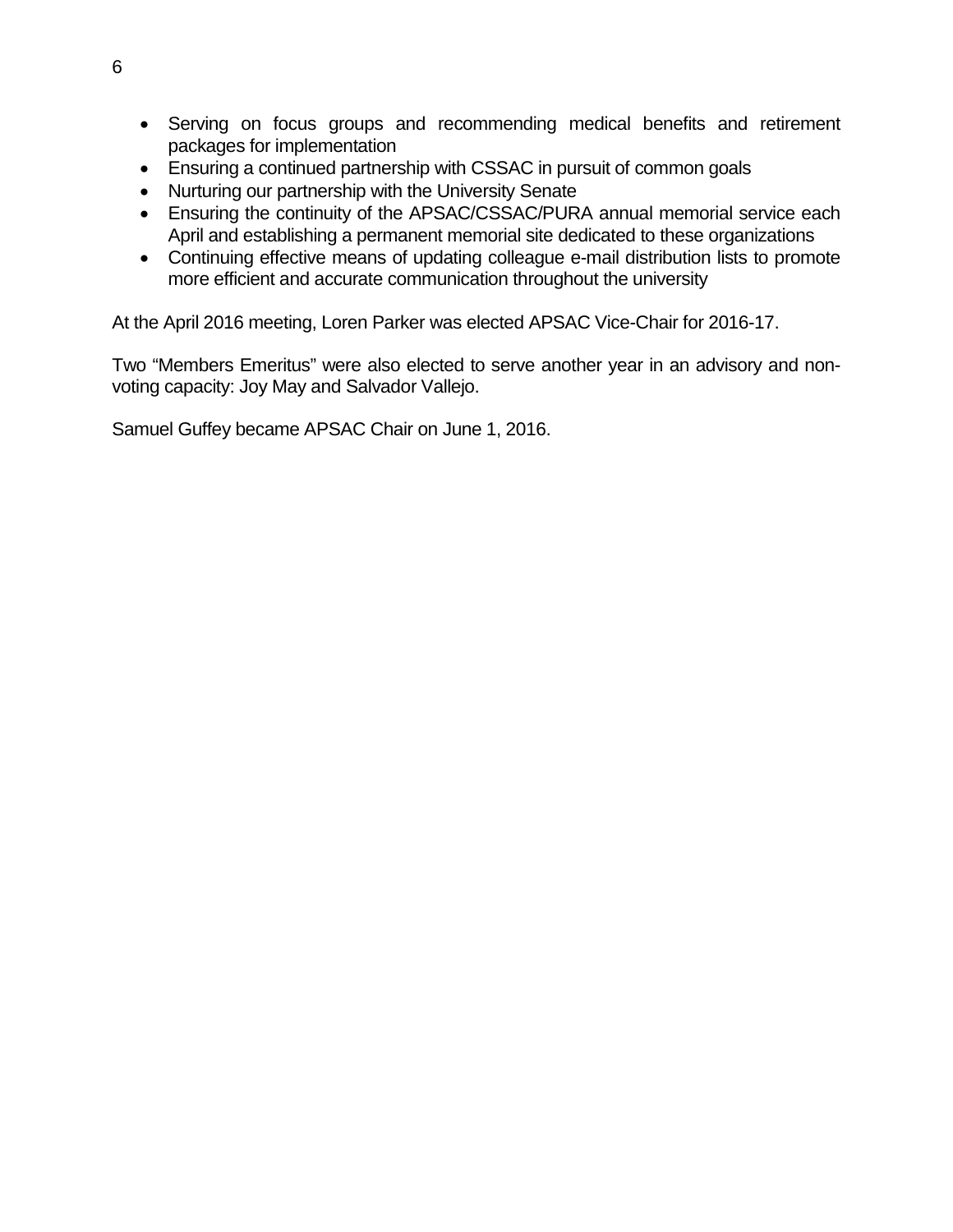- Serving on focus groups and recommending medical benefits and retirement packages for implementation
- Ensuring a continued partnership with CSSAC in pursuit of common goals
- Nurturing our partnership with the University Senate
- Ensuring the continuity of the APSAC/CSSAC/PURA annual memorial service each April and establishing a permanent memorial site dedicated to these organizations
- Continuing effective means of updating colleague e-mail distribution lists to promote more efficient and accurate communication throughout the university

At the April 2016 meeting, Loren Parker was elected APSAC Vice-Chair for 2016-17.

Two "Members Emeritus" were also elected to serve another year in an advisory and non-voting capacity: Joy May and Salvador Vallejo.

Samuel Guffey became APSAC Chair on June 1, 2016.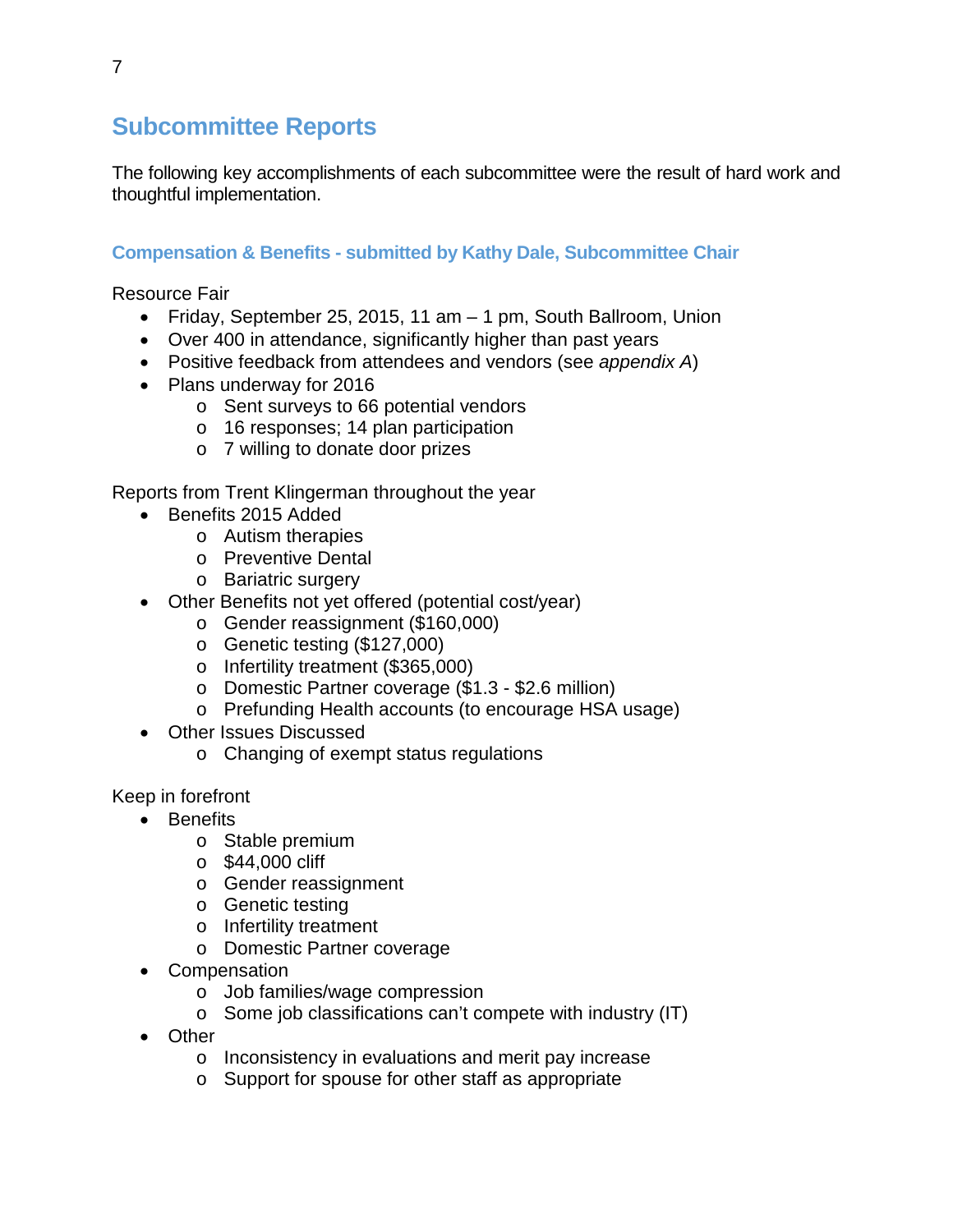## Subcommittee Reports

The following key accomplishments of each subcommittee were the result of hard work and thoughtful implementation.

### Compensation & Benefits - submitted by Kathy Dale, Subcommittee Chair

Resource Fair

- Friday, September 25, 2015, 11 am – 1 pm, South Ballroom, Union
- Over 400 in attendance, significantly higher than past years
- Positive feedback from attendees and vendors (see *appendix A*)
- Plans underway for 2016
    - Sent surveys to 66 potential vendors
    - 16 responses; 14 plan participation
    - 7 willing to donate door prizes

Reports from Trent Klingerman throughout the year

- Benefits 2015 Added
    - Autism therapies
    - Preventive Dental
    - Bariatric surgery
- Other Benefits not yet offered (potential cost/year)
    - Gender reassignment ($160,000)
    - Genetic testing ($127,000)
    - Infertility treatment ($365,000)
    - Domestic Partner coverage ($1.3 - $2.6 million)
    - Prefunding Health accounts (to encourage HSA usage)
- Other Issues Discussed
    - Changing of exempt status regulations

Keep in forefront

- Benefits
    - Stable premium
    - $44,000 cliff
    - Gender reassignment
    - Genetic testing
    - Infertility treatment
    - Domestic Partner coverage
- Compensation
    - Job families/wage compression
    - Some job classifications can't compete with industry (IT)
- Other
    - Inconsistency in evaluations and merit pay increase
    - Support for spouse for other staff as appropriate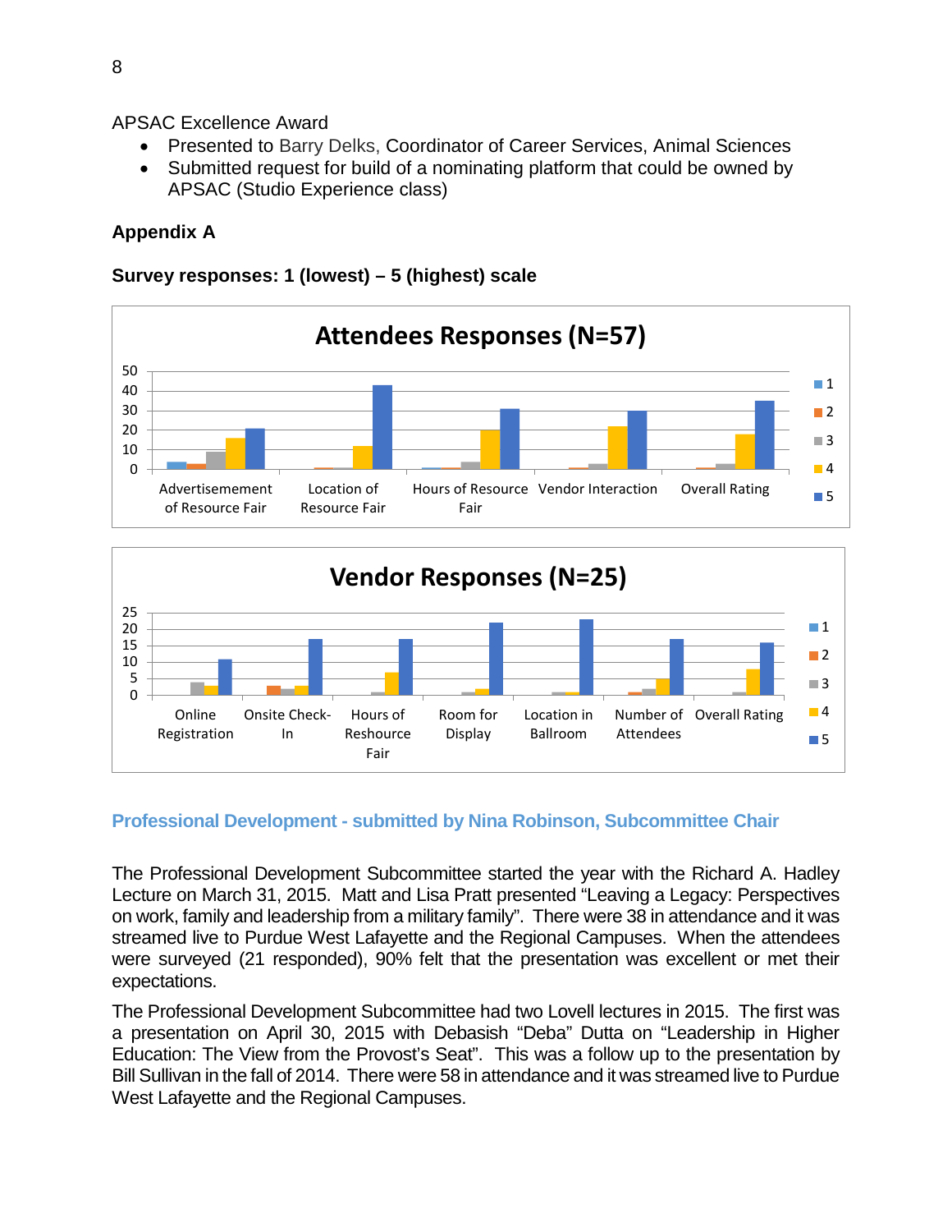APSAC Excellence Award

- Presented to Barry Delks, Coordinator of Career Services, Animal Sciences
- Submitted request for build of a nominating platform that could be owned by APSAC (Studio Experience class)

**Appendix A**

**Survey responses: 1 (lowest) – 5 (highest) scale**

**Attendees Responses (N=57)**

**Vendor Responses (N=25)**

### Professional Development - submitted by Nina Robinson, Subcommittee Chair

The Professional Development Subcommittee started the year with the Richard A. Hadley Lecture on March 31, 2015. Matt and Lisa Pratt presented "Leaving a Legacy: Perspectives on work, family and leadership from a military family". There were 38 in attendance and it was streamed live to Purdue West Lafayette and the Regional Campuses. When the attendees were surveyed (21 responded), 90% felt that the presentation was excellent or met their expectations.

The Professional Development Subcommittee had two Lovell lectures in 2015. The first was a presentation on April 30, 2015 with Debasish "Deba" Dutta on "Leadership in Higher Education: The View from the Provost's Seat". This was a follow up to the presentation by Bill Sullivan in the fall of 2014. There were 58 in attendance and it was streamed live to Purdue West Lafayette and the Regional Campuses.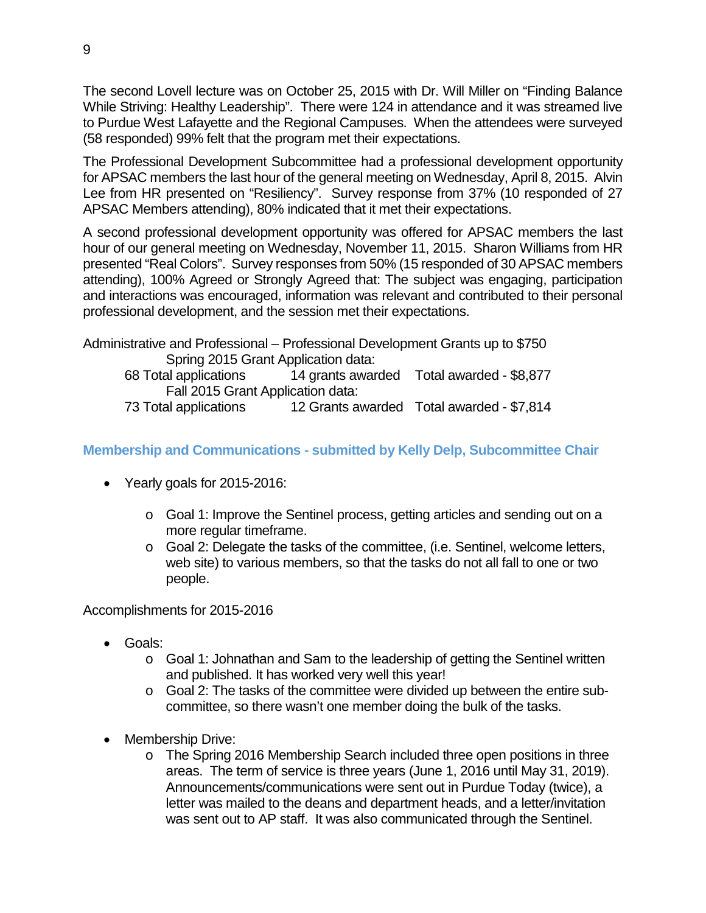The second Lovell lecture was on October 25, 2015 with Dr. Will Miller on "Finding Balance While Striving: Healthy Leadership". There were 124 in attendance and it was streamed live to Purdue West Lafayette and the Regional Campuses. When the attendees were surveyed (58 responded) 99% felt that the program met their expectations.

The Professional Development Subcommittee had a professional development opportunity for APSAC members the last hour of the general meeting on Wednesday, April 8, 2015. Alvin Lee from HR presented on "Resiliency". Survey response from 37% (10 responded of 27 APSAC Members attending), 80% indicated that it met their expectations.

A second professional development opportunity was offered for APSAC members the last hour of our general meeting on Wednesday, November 11, 2015. Sharon Williams from HR presented "Real Colors". Survey responses from 50% (15 responded of 30 APSAC members attending), 100% Agreed or Strongly Agreed that: The subject was engaging, participation and interactions was encouraged, information was relevant and contributed to their personal professional development, and the session met their expectations.

Administrative and Professional – Professional Development Grants up to $750

Spring 2015 Grant Application data:

| 68 Total applications | 14 grants awarded | Total awarded - $8,877 |
|---|---|---|

Fall 2015 Grant Application data:

| 73 Total applications | 12 Grants awarded | Total awarded - $7,814 |
|---|---|---|

### Membership and Communications - submitted by Kelly Delp, Subcommittee Chair

- Yearly goals for 2015-2016:
  - Goal 1: Improve the Sentinel process, getting articles and sending out on a more regular timeframe.
  - Goal 2: Delegate the tasks of the committee, (i.e. Sentinel, welcome letters, web site) to various members, so that the tasks do not all fall to one or two people.

Accomplishments for 2015-2016

- Goals:
  - Goal 1: Johnathan and Sam to the leadership of getting the Sentinel written and published. It has worked very well this year!
  - Goal 2: The tasks of the committee were divided up between the entire sub-committee, so there wasn't one member doing the bulk of the tasks.

- Membership Drive:
  - The Spring 2016 Membership Search included three open positions in three areas. The term of service is three years (June 1, 2016 until May 31, 2019). Announcements/communications were sent out in Purdue Today (twice), a letter was mailed to the deans and department heads, and a letter/invitation was sent out to AP staff. It was also communicated through the Sentinel.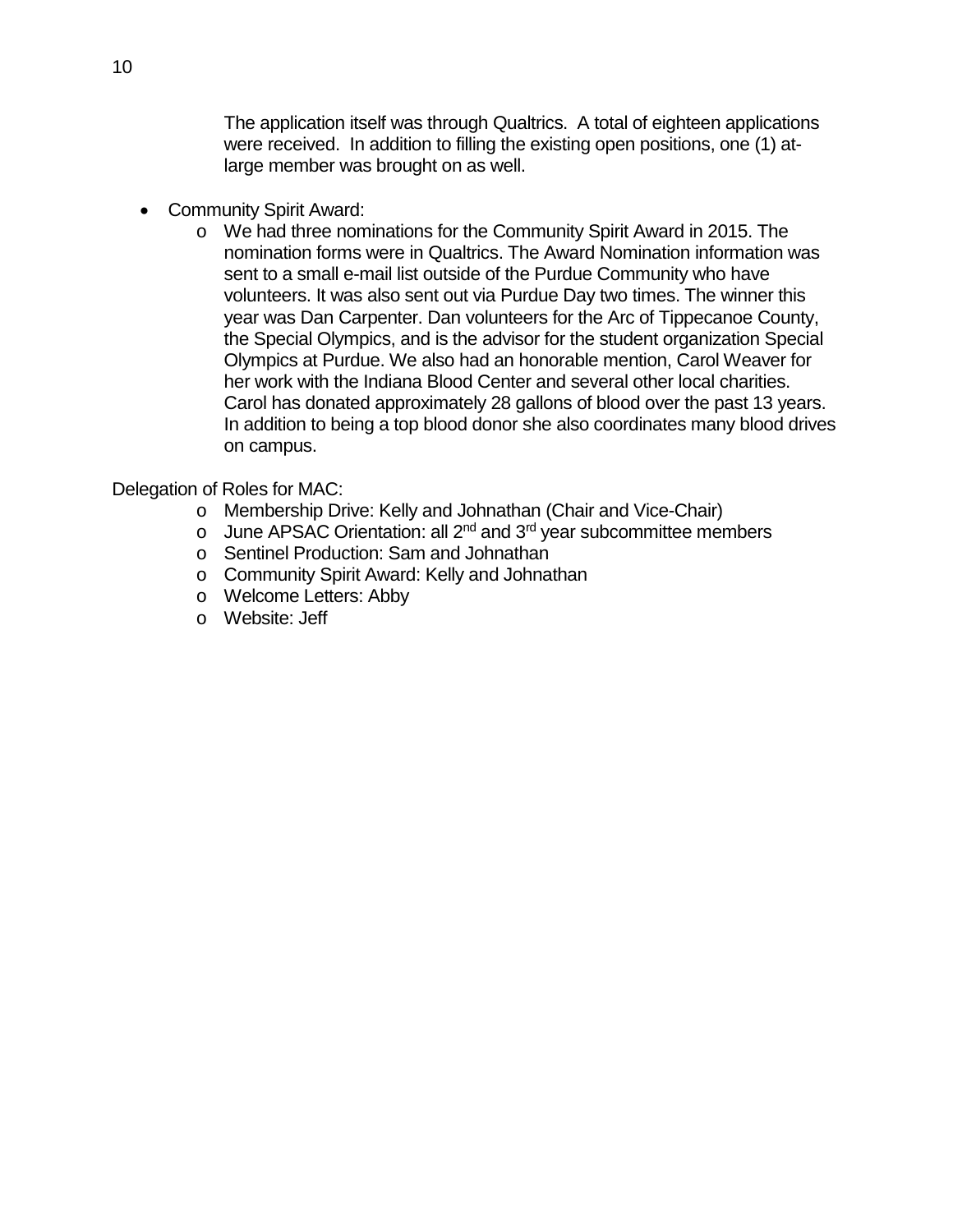The application itself was through Qualtrics. A total of eighteen applications were received. In addition to filling the existing open positions, one (1) at-large member was brought on as well.

- Community Spirit Award:
    - We had three nominations for the Community Spirit Award in 2015. The nomination forms were in Qualtrics. The Award Nomination information was sent to a small e-mail list outside of the Purdue Community who have volunteers. It was also sent out via Purdue Day two times. The winner this year was Dan Carpenter. Dan volunteers for the Arc of Tippecanoe County, the Special Olympics, and is the advisor for the student organization Special Olympics at Purdue. We also had an honorable mention, Carol Weaver for her work with the Indiana Blood Center and several other local charities. Carol has donated approximately 28 gallons of blood over the past 13 years. In addition to being a top blood donor she also coordinates many blood drives on campus.

Delegation of Roles for MAC:

- Membership Drive: Kelly and Johnathan (Chair and Vice-Chair)
- June APSAC Orientation: all 2nd and 3rd year subcommittee members
- Sentinel Production: Sam and Johnathan
- Community Spirit Award: Kelly and Johnathan
- Welcome Letters: Abby
- Website: Jeff